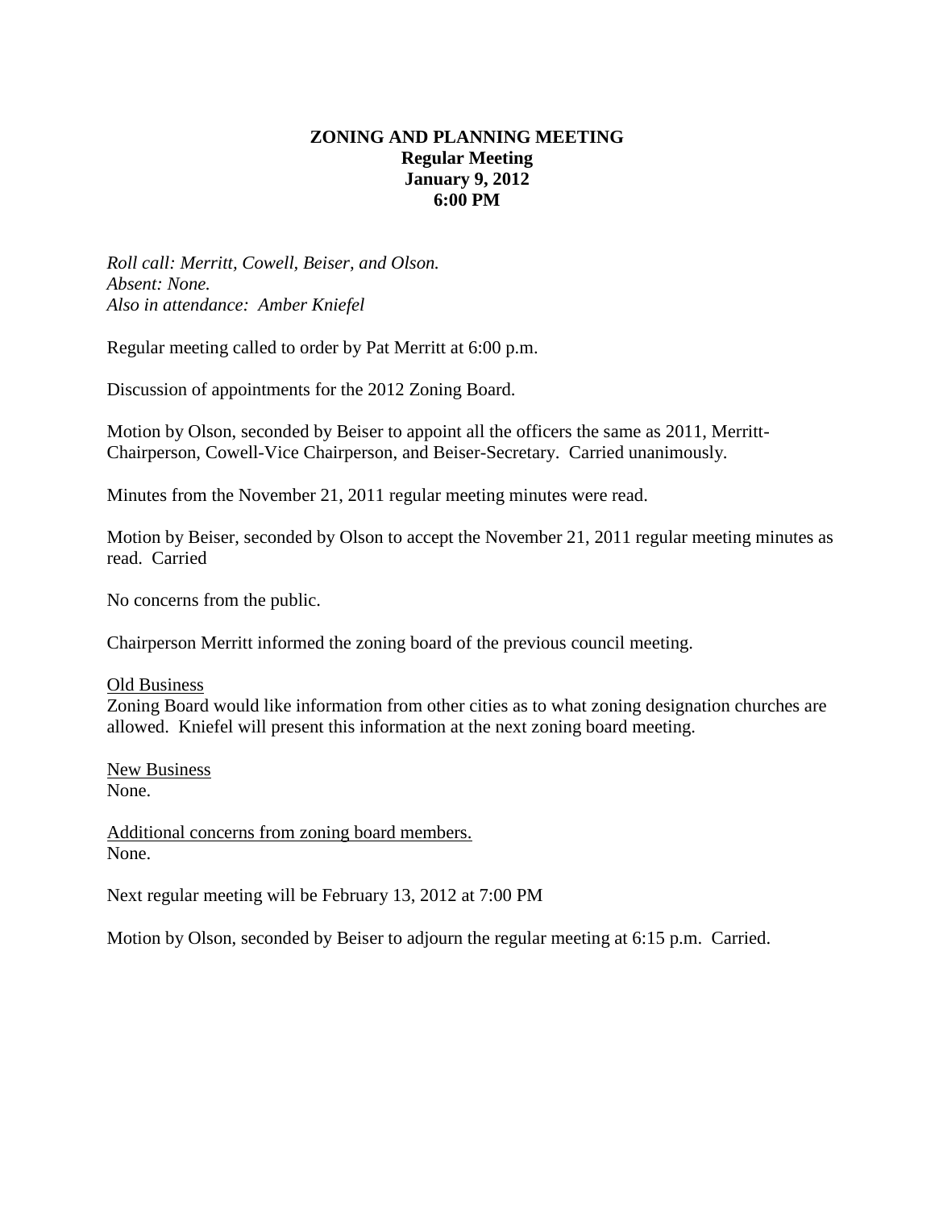# ZONING AND PLANNING MEETING

**Regular Meeting**
**January 9, 2012**
**6:00 PM**

*Roll call: Merritt, Cowell, Beiser, and Olson.*
*Absent: None.*
*Also in attendance: Amber Kniefel*

Regular meeting called to order by Pat Merritt at 6:00 p.m.

Discussion of appointments for the 2012 Zoning Board.

Motion by Olson, seconded by Beiser to appoint all the officers the same as 2011, Merritt-Chairperson, Cowell-Vice Chairperson, and Beiser-Secretary. Carried unanimously.

Minutes from the November 21, 2011 regular meeting minutes were read.

Motion by Beiser, seconded by Olson to accept the November 21, 2011 regular meeting minutes as read. Carried

No concerns from the public.

Chairperson Merritt informed the zoning board of the previous council meeting.

<u>Old Business</u>
Zoning Board would like information from other cities as to what zoning designation churches are allowed. Kniefel will present this information at the next zoning board meeting.

<u>New Business</u>
None.

<u>Additional concerns from zoning board members.</u>
None.

Next regular meeting will be February 13, 2012 at 7:00 PM

Motion by Olson, seconded by Beiser to adjourn the regular meeting at 6:15 p.m. Carried.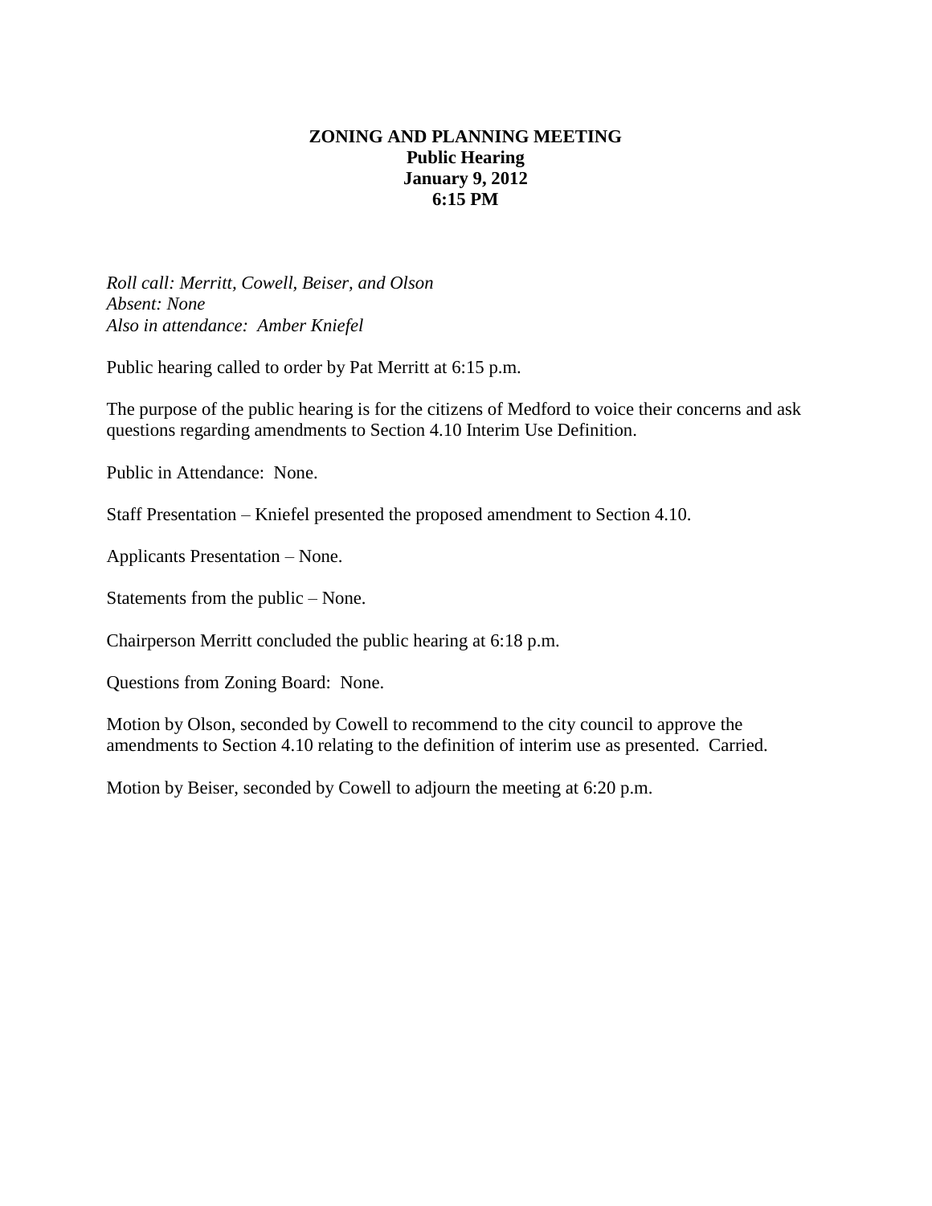**ZONING AND PLANNING MEETING**
**Public Hearing**
**January 9, 2012**
**6:15 PM**

*Roll call: Merritt, Cowell, Beiser, and Olson*
*Absent: None*
*Also in attendance: Amber Kniefel*

Public hearing called to order by Pat Merritt at 6:15 p.m.

The purpose of the public hearing is for the citizens of Medford to voice their concerns and ask questions regarding amendments to Section 4.10 Interim Use Definition.

Public in Attendance: None.

Staff Presentation – Kniefel presented the proposed amendment to Section 4.10.

Applicants Presentation – None.

Statements from the public – None.

Chairperson Merritt concluded the public hearing at 6:18 p.m.

Questions from Zoning Board: None.

Motion by Olson, seconded by Cowell to recommend to the city council to approve the amendments to Section 4.10 relating to the definition of interim use as presented. Carried.

Motion by Beiser, seconded by Cowell to adjourn the meeting at 6:20 p.m.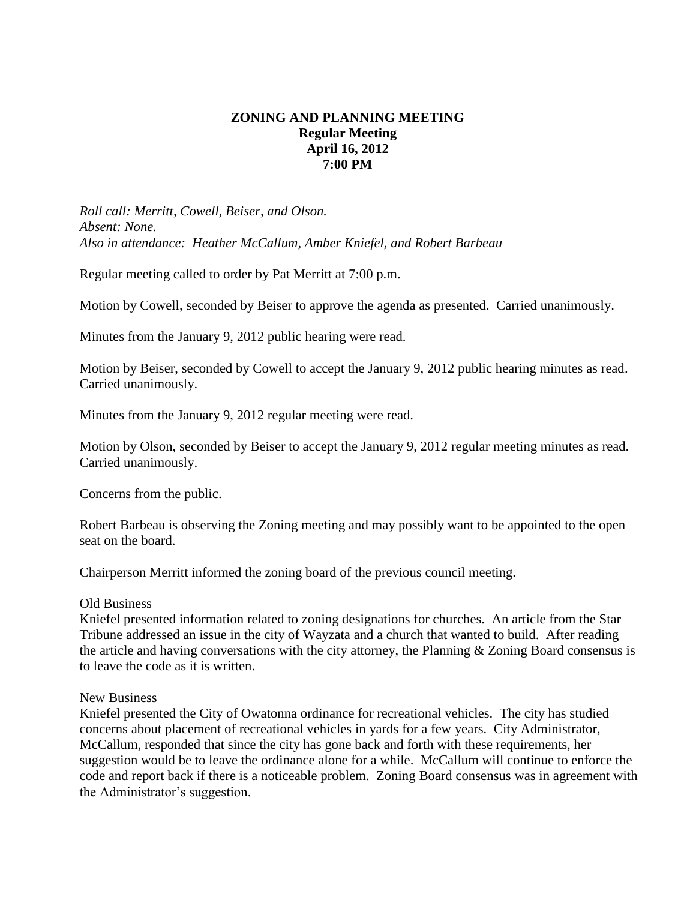# ZONING AND PLANNING MEETING
**Regular Meeting**
**April 16, 2012**
**7:00 PM**

*Roll call: Merritt, Cowell, Beiser, and Olson.*
*Absent: None.*
*Also in attendance: Heather McCallum, Amber Kniefel, and Robert Barbeau*

Regular meeting called to order by Pat Merritt at 7:00 p.m.

Motion by Cowell, seconded by Beiser to approve the agenda as presented. Carried unanimously.

Minutes from the January 9, 2012 public hearing were read.

Motion by Beiser, seconded by Cowell to accept the January 9, 2012 public hearing minutes as read. Carried unanimously.

Minutes from the January 9, 2012 regular meeting were read.

Motion by Olson, seconded by Beiser to accept the January 9, 2012 regular meeting minutes as read. Carried unanimously.

Concerns from the public.

Robert Barbeau is observing the Zoning meeting and may possibly want to be appointed to the open seat on the board.

Chairperson Merritt informed the zoning board of the previous council meeting.

<u>Old Business</u>
Kniefel presented information related to zoning designations for churches. An article from the Star Tribune addressed an issue in the city of Wayzata and a church that wanted to build. After reading the article and having conversations with the city attorney, the Planning & Zoning Board consensus is to leave the code as it is written.

<u>New Business</u>
Kniefel presented the City of Owatonna ordinance for recreational vehicles. The city has studied concerns about placement of recreational vehicles in yards for a few years. City Administrator, McCallum, responded that since the city has gone back and forth with these requirements, her suggestion would be to leave the ordinance alone for a while. McCallum will continue to enforce the code and report back if there is a noticeable problem. Zoning Board consensus was in agreement with the Administrator's suggestion.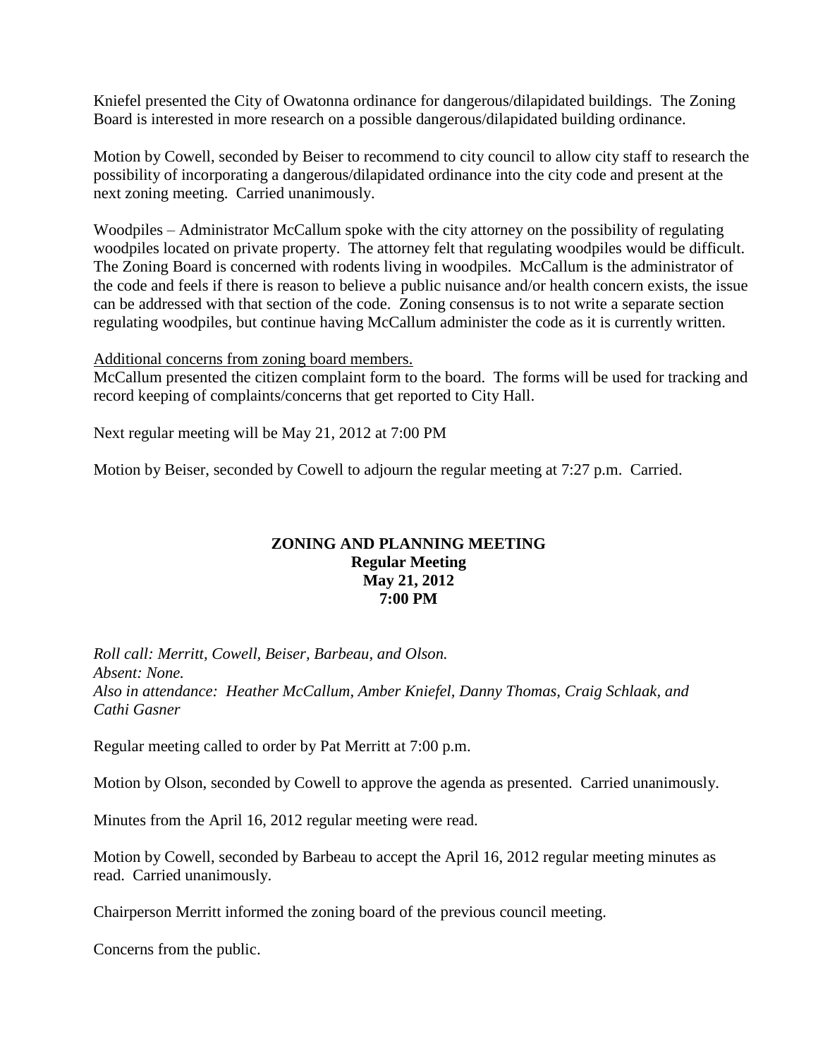Kniefel presented the City of Owatonna ordinance for dangerous/dilapidated buildings. The Zoning Board is interested in more research on a possible dangerous/dilapidated building ordinance.

Motion by Cowell, seconded by Beiser to recommend to city council to allow city staff to research the possibility of incorporating a dangerous/dilapidated ordinance into the city code and present at the next zoning meeting. Carried unanimously.

Woodpiles – Administrator McCallum spoke with the city attorney on the possibility of regulating woodpiles located on private property. The attorney felt that regulating woodpiles would be difficult. The Zoning Board is concerned with rodents living in woodpiles. McCallum is the administrator of the code and feels if there is reason to believe a public nuisance and/or health concern exists, the issue can be addressed with that section of the code. Zoning consensus is to not write a separate section regulating woodpiles, but continue having McCallum administer the code as it is currently written.

<u>Additional concerns from zoning board members.</u>
McCallum presented the citizen complaint form to the board. The forms will be used for tracking and record keeping of complaints/concerns that get reported to City Hall.

Next regular meeting will be May 21, 2012 at 7:00 PM

Motion by Beiser, seconded by Cowell to adjourn the regular meeting at 7:27 p.m. Carried.

**ZONING AND PLANNING MEETING**
**Regular Meeting**
**May 21, 2012**
**7:00 PM**

*Roll call: Merritt, Cowell, Beiser, Barbeau, and Olson.*
*Absent: None.*
*Also in attendance: Heather McCallum, Amber Kniefel, Danny Thomas, Craig Schlaak, and Cathi Gasner*

Regular meeting called to order by Pat Merritt at 7:00 p.m.

Motion by Olson, seconded by Cowell to approve the agenda as presented. Carried unanimously.

Minutes from the April 16, 2012 regular meeting were read.

Motion by Cowell, seconded by Barbeau to accept the April 16, 2012 regular meeting minutes as read. Carried unanimously.

Chairperson Merritt informed the zoning board of the previous council meeting.

Concerns from the public.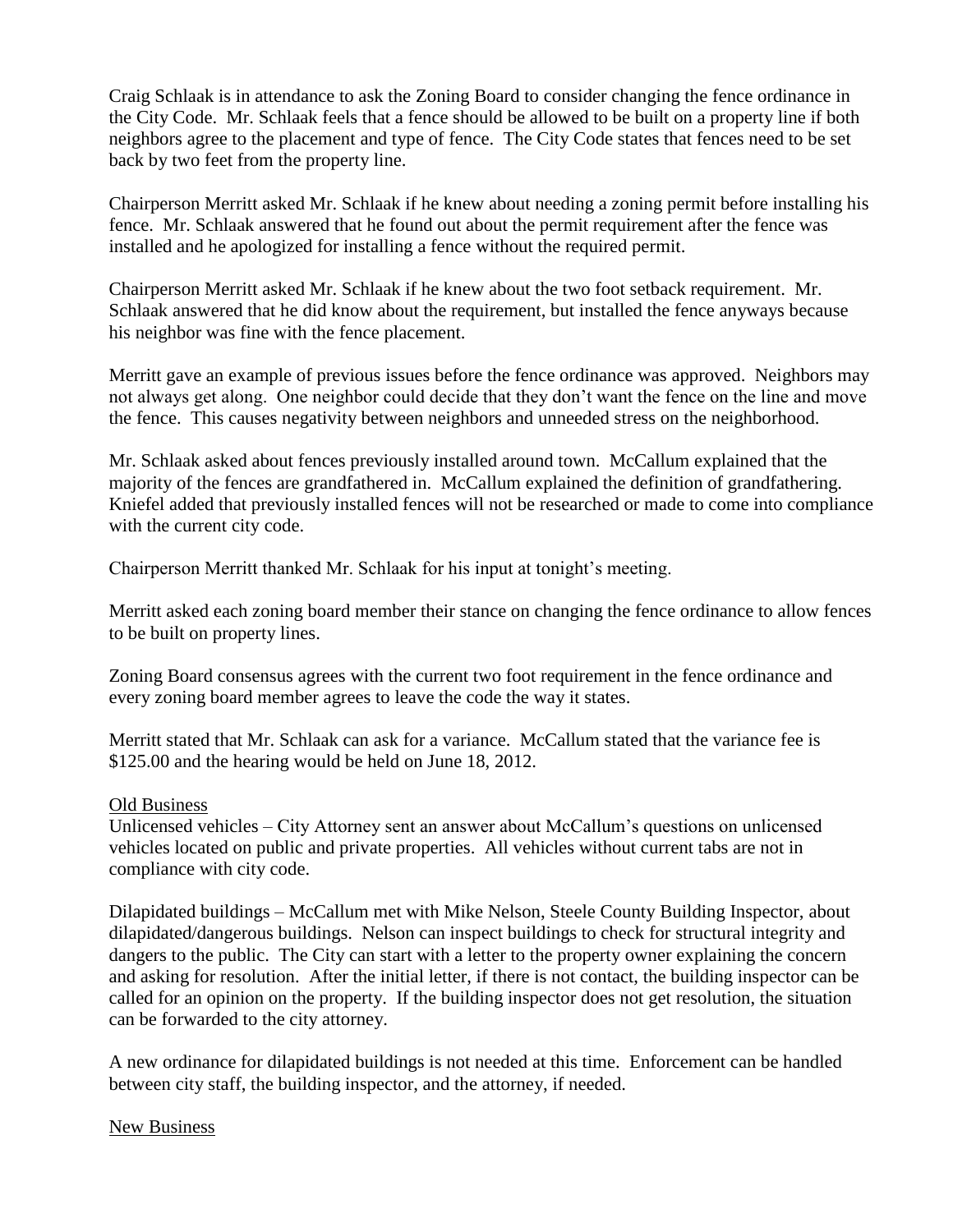Craig Schlaak is in attendance to ask the Zoning Board to consider changing the fence ordinance in the City Code. Mr. Schlaak feels that a fence should be allowed to be built on a property line if both neighbors agree to the placement and type of fence. The City Code states that fences need to be set back by two feet from the property line.

Chairperson Merritt asked Mr. Schlaak if he knew about needing a zoning permit before installing his fence. Mr. Schlaak answered that he found out about the permit requirement after the fence was installed and he apologized for installing a fence without the required permit.

Chairperson Merritt asked Mr. Schlaak if he knew about the two foot setback requirement. Mr. Schlaak answered that he did know about the requirement, but installed the fence anyways because his neighbor was fine with the fence placement.

Merritt gave an example of previous issues before the fence ordinance was approved. Neighbors may not always get along. One neighbor could decide that they don't want the fence on the line and move the fence. This causes negativity between neighbors and unneeded stress on the neighborhood.

Mr. Schlaak asked about fences previously installed around town. McCallum explained that the majority of the fences are grandfathered in. McCallum explained the definition of grandfathering. Kniefel added that previously installed fences will not be researched or made to come into compliance with the current city code.

Chairperson Merritt thanked Mr. Schlaak for his input at tonight's meeting.

Merritt asked each zoning board member their stance on changing the fence ordinance to allow fences to be built on property lines.

Zoning Board consensus agrees with the current two foot requirement in the fence ordinance and every zoning board member agrees to leave the code the way it states.

Merritt stated that Mr. Schlaak can ask for a variance. McCallum stated that the variance fee is $125.00 and the hearing would be held on June 18, 2012.

<u>Old Business</u>

Unlicensed vehicles – City Attorney sent an answer about McCallum's questions on unlicensed vehicles located on public and private properties. All vehicles without current tabs are not in compliance with city code.

Dilapidated buildings – McCallum met with Mike Nelson, Steele County Building Inspector, about dilapidated/dangerous buildings. Nelson can inspect buildings to check for structural integrity and dangers to the public. The City can start with a letter to the property owner explaining the concern and asking for resolution. After the initial letter, if there is not contact, the building inspector can be called for an opinion on the property. If the building inspector does not get resolution, the situation can be forwarded to the city attorney.

A new ordinance for dilapidated buildings is not needed at this time. Enforcement can be handled between city staff, the building inspector, and the attorney, if needed.

<u>New Business</u>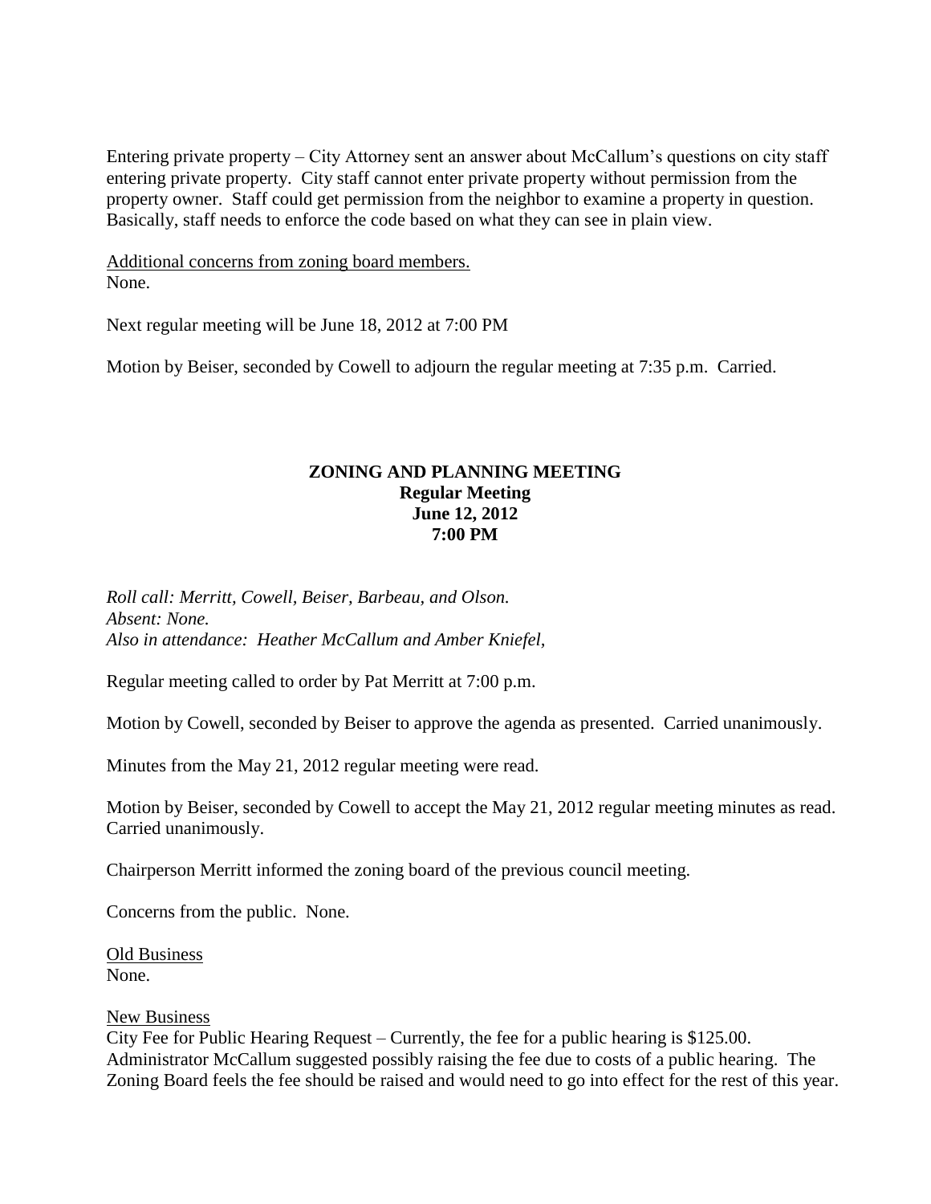Entering private property – City Attorney sent an answer about McCallum's questions on city staff entering private property. City staff cannot enter private property without permission from the property owner. Staff could get permission from the neighbor to examine a property in question. Basically, staff needs to enforce the code based on what they can see in plain view.

Additional concerns from zoning board members.
None.

Next regular meeting will be June 18, 2012 at 7:00 PM

Motion by Beiser, seconded by Cowell to adjourn the regular meeting at 7:35 p.m. Carried.

**ZONING AND PLANNING MEETING**
**Regular Meeting**
**June 12, 2012**
**7:00 PM**

*Roll call: Merritt, Cowell, Beiser, Barbeau, and Olson.*
*Absent: None.*
*Also in attendance: Heather McCallum and Amber Kniefel,*

Regular meeting called to order by Pat Merritt at 7:00 p.m.

Motion by Cowell, seconded by Beiser to approve the agenda as presented. Carried unanimously.

Minutes from the May 21, 2012 regular meeting were read.

Motion by Beiser, seconded by Cowell to accept the May 21, 2012 regular meeting minutes as read. Carried unanimously.

Chairperson Merritt informed the zoning board of the previous council meeting.

Concerns from the public. None.

Old Business
None.

New Business
City Fee for Public Hearing Request – Currently, the fee for a public hearing is $125.00. Administrator McCallum suggested possibly raising the fee due to costs of a public hearing. The Zoning Board feels the fee should be raised and would need to go into effect for the rest of this year.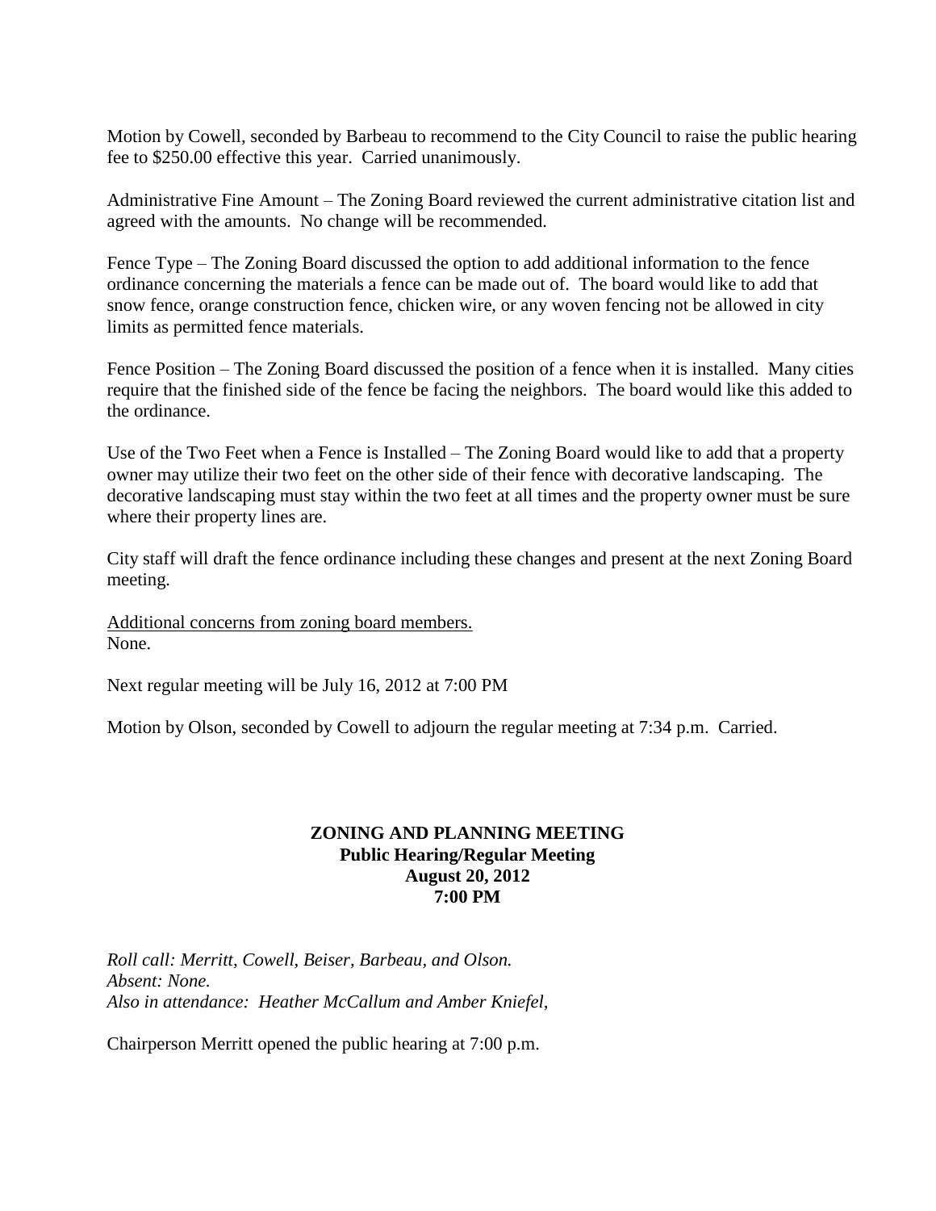Motion by Cowell, seconded by Barbeau to recommend to the City Council to raise the public hearing fee to $250.00 effective this year. Carried unanimously.

Administrative Fine Amount – The Zoning Board reviewed the current administrative citation list and agreed with the amounts. No change will be recommended.

Fence Type – The Zoning Board discussed the option to add additional information to the fence ordinance concerning the materials a fence can be made out of. The board would like to add that snow fence, orange construction fence, chicken wire, or any woven fencing not be allowed in city limits as permitted fence materials.

Fence Position – The Zoning Board discussed the position of a fence when it is installed. Many cities require that the finished side of the fence be facing the neighbors. The board would like this added to the ordinance.

Use of the Two Feet when a Fence is Installed – The Zoning Board would like to add that a property owner may utilize their two feet on the other side of their fence with decorative landscaping. The decorative landscaping must stay within the two feet at all times and the property owner must be sure where their property lines are.

City staff will draft the fence ordinance including these changes and present at the next Zoning Board meeting.

<u>Additional concerns from zoning board members.</u>
None.

Next regular meeting will be July 16, 2012 at 7:00 PM

Motion by Olson, seconded by Cowell to adjourn the regular meeting at 7:34 p.m. Carried.

**ZONING AND PLANNING MEETING**
**Public Hearing/Regular Meeting**
**August 20, 2012**
**7:00 PM**

*Roll call: Merritt, Cowell, Beiser, Barbeau, and Olson.*
*Absent: None.*
*Also in attendance: Heather McCallum and Amber Kniefel,*

Chairperson Merritt opened the public hearing at 7:00 p.m.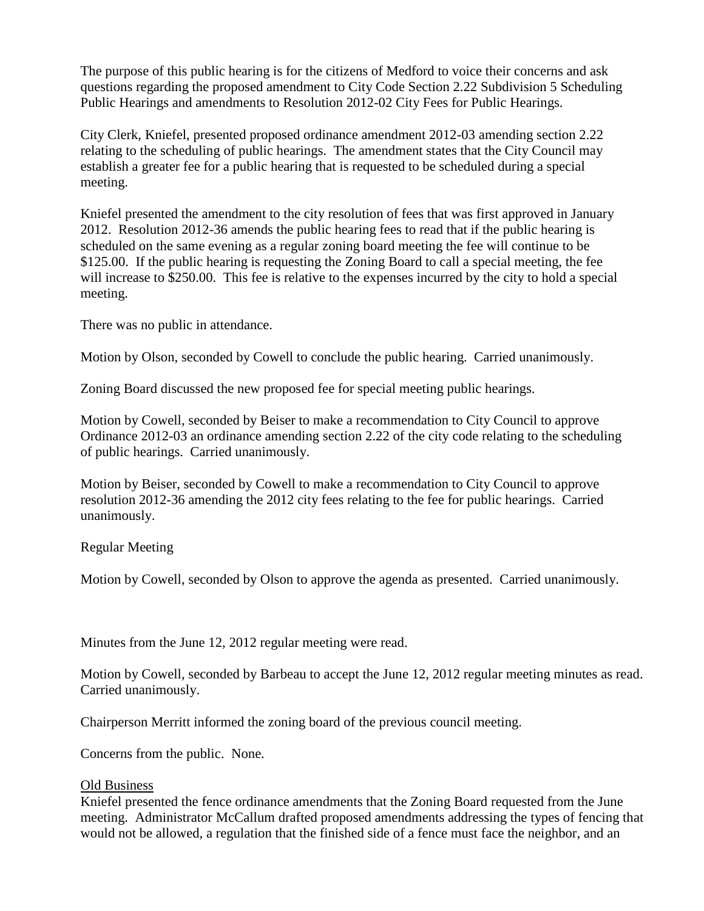The purpose of this public hearing is for the citizens of Medford to voice their concerns and ask questions regarding the proposed amendment to City Code Section 2.22 Subdivision 5 Scheduling Public Hearings and amendments to Resolution 2012-02 City Fees for Public Hearings.

City Clerk, Kniefel, presented proposed ordinance amendment 2012-03 amending section 2.22 relating to the scheduling of public hearings. The amendment states that the City Council may establish a greater fee for a public hearing that is requested to be scheduled during a special meeting.

Kniefel presented the amendment to the city resolution of fees that was first approved in January 2012. Resolution 2012-36 amends the public hearing fees to read that if the public hearing is scheduled on the same evening as a regular zoning board meeting the fee will continue to be $125.00. If the public hearing is requesting the Zoning Board to call a special meeting, the fee will increase to $250.00. This fee is relative to the expenses incurred by the city to hold a special meeting.

There was no public in attendance.

Motion by Olson, seconded by Cowell to conclude the public hearing. Carried unanimously.

Zoning Board discussed the new proposed fee for special meeting public hearings.

Motion by Cowell, seconded by Beiser to make a recommendation to City Council to approve Ordinance 2012-03 an ordinance amending section 2.22 of the city code relating to the scheduling of public hearings. Carried unanimously.

Motion by Beiser, seconded by Cowell to make a recommendation to City Council to approve resolution 2012-36 amending the 2012 city fees relating to the fee for public hearings. Carried unanimously.

Regular Meeting

Motion by Cowell, seconded by Olson to approve the agenda as presented. Carried unanimously.

Minutes from the June 12, 2012 regular meeting were read.

Motion by Cowell, seconded by Barbeau to accept the June 12, 2012 regular meeting minutes as read. Carried unanimously.

Chairperson Merritt informed the zoning board of the previous council meeting.

Concerns from the public. None.

<u>Old Business</u>

Kniefel presented the fence ordinance amendments that the Zoning Board requested from the June meeting. Administrator McCallum drafted proposed amendments addressing the types of fencing that would not be allowed, a regulation that the finished side of a fence must face the neighbor, and an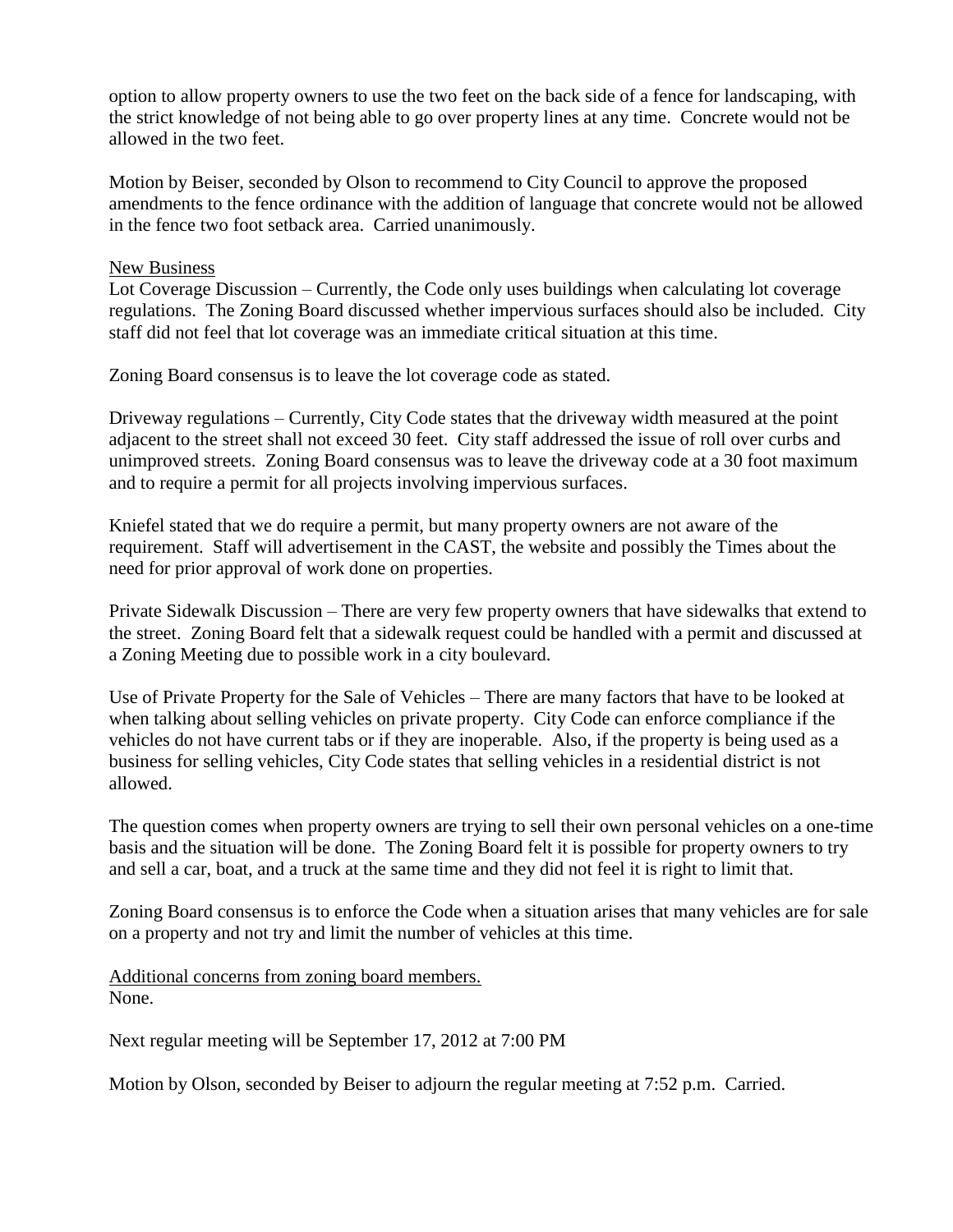option to allow property owners to use the two feet on the back side of a fence for landscaping, with the strict knowledge of not being able to go over property lines at any time. Concrete would not be allowed in the two feet.

Motion by Beiser, seconded by Olson to recommend to City Council to approve the proposed amendments to the fence ordinance with the addition of language that concrete would not be allowed in the fence two foot setback area. Carried unanimously.

<u>New Business</u>

Lot Coverage Discussion – Currently, the Code only uses buildings when calculating lot coverage regulations. The Zoning Board discussed whether impervious surfaces should also be included. City staff did not feel that lot coverage was an immediate critical situation at this time.

Zoning Board consensus is to leave the lot coverage code as stated.

Driveway regulations – Currently, City Code states that the driveway width measured at the point adjacent to the street shall not exceed 30 feet. City staff addressed the issue of roll over curbs and unimproved streets. Zoning Board consensus was to leave the driveway code at a 30 foot maximum and to require a permit for all projects involving impervious surfaces.

Kniefel stated that we do require a permit, but many property owners are not aware of the requirement. Staff will advertisement in the CAST, the website and possibly the Times about the need for prior approval of work done on properties.

Private Sidewalk Discussion – There are very few property owners that have sidewalks that extend to the street. Zoning Board felt that a sidewalk request could be handled with a permit and discussed at a Zoning Meeting due to possible work in a city boulevard.

Use of Private Property for the Sale of Vehicles – There are many factors that have to be looked at when talking about selling vehicles on private property. City Code can enforce compliance if the vehicles do not have current tabs or if they are inoperable. Also, if the property is being used as a business for selling vehicles, City Code states that selling vehicles in a residential district is not allowed.

The question comes when property owners are trying to sell their own personal vehicles on a one-time basis and the situation will be done. The Zoning Board felt it is possible for property owners to try and sell a car, boat, and a truck at the same time and they did not feel it is right to limit that.

Zoning Board consensus is to enforce the Code when a situation arises that many vehicles are for sale on a property and not try and limit the number of vehicles at this time.

<u>Additional concerns from zoning board members.</u>
None.

Next regular meeting will be September 17, 2012 at 7:00 PM

Motion by Olson, seconded by Beiser to adjourn the regular meeting at 7:52 p.m. Carried.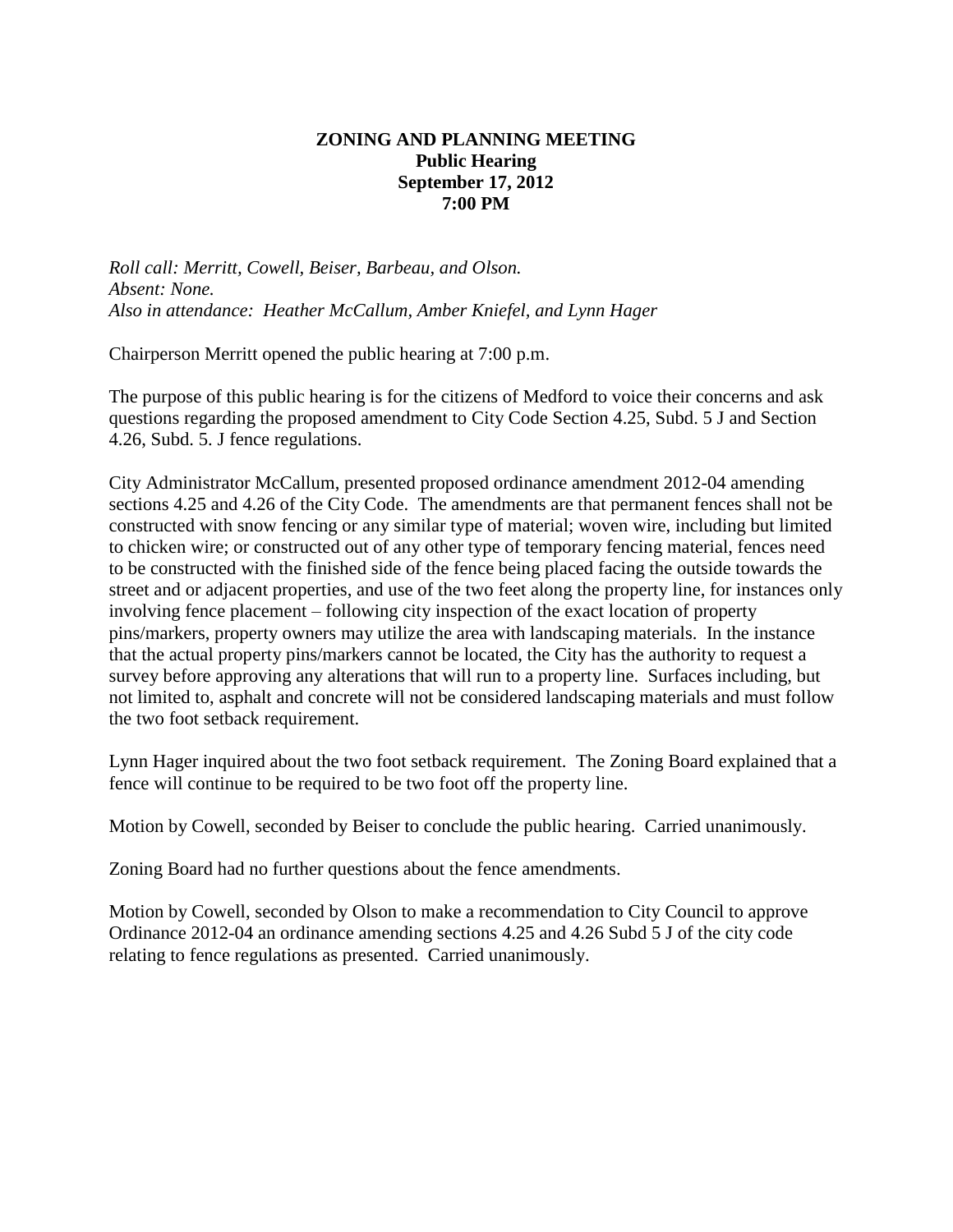**ZONING AND PLANNING MEETING**
**Public Hearing**
**September 17, 2012**
**7:00 PM**

*Roll call: Merritt, Cowell, Beiser, Barbeau, and Olson.*
*Absent: None.*
*Also in attendance: Heather McCallum, Amber Kniefel, and Lynn Hager*

Chairperson Merritt opened the public hearing at 7:00 p.m.

The purpose of this public hearing is for the citizens of Medford to voice their concerns and ask questions regarding the proposed amendment to City Code Section 4.25, Subd. 5 J and Section 4.26, Subd. 5. J fence regulations.

City Administrator McCallum, presented proposed ordinance amendment 2012-04 amending sections 4.25 and 4.26 of the City Code. The amendments are that permanent fences shall not be constructed with snow fencing or any similar type of material; woven wire, including but limited to chicken wire; or constructed out of any other type of temporary fencing material, fences need to be constructed with the finished side of the fence being placed facing the outside towards the street and or adjacent properties, and use of the two feet along the property line, for instances only involving fence placement – following city inspection of the exact location of property pins/markers, property owners may utilize the area with landscaping materials. In the instance that the actual property pins/markers cannot be located, the City has the authority to request a survey before approving any alterations that will run to a property line. Surfaces including, but not limited to, asphalt and concrete will not be considered landscaping materials and must follow the two foot setback requirement.

Lynn Hager inquired about the two foot setback requirement. The Zoning Board explained that a fence will continue to be required to be two foot off the property line.

Motion by Cowell, seconded by Beiser to conclude the public hearing. Carried unanimously.

Zoning Board had no further questions about the fence amendments.

Motion by Cowell, seconded by Olson to make a recommendation to City Council to approve Ordinance 2012-04 an ordinance amending sections 4.25 and 4.26 Subd 5 J of the city code relating to fence regulations as presented. Carried unanimously.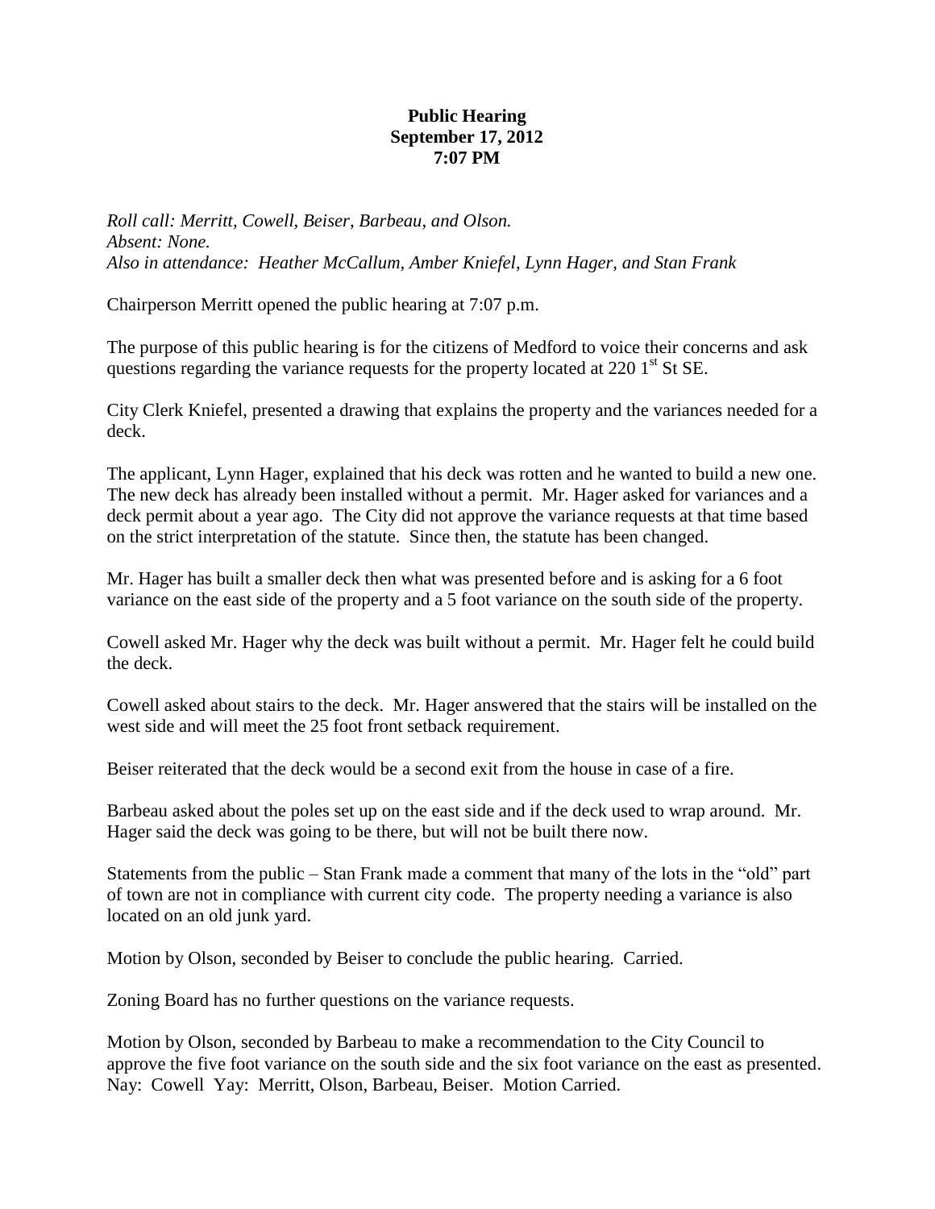**Public Hearing**
**September 17, 2012**
**7:07 PM**

*Roll call: Merritt, Cowell, Beiser, Barbeau, and Olson.*
*Absent: None.*
*Also in attendance: Heather McCallum, Amber Kniefel, Lynn Hager, and Stan Frank*

Chairperson Merritt opened the public hearing at 7:07 p.m.

The purpose of this public hearing is for the citizens of Medford to voice their concerns and ask questions regarding the variance requests for the property located at 220 1st St SE.

City Clerk Kniefel, presented a drawing that explains the property and the variances needed for a deck.

The applicant, Lynn Hager, explained that his deck was rotten and he wanted to build a new one. The new deck has already been installed without a permit. Mr. Hager asked for variances and a deck permit about a year ago. The City did not approve the variance requests at that time based on the strict interpretation of the statute. Since then, the statute has been changed.

Mr. Hager has built a smaller deck then what was presented before and is asking for a 6 foot variance on the east side of the property and a 5 foot variance on the south side of the property.

Cowell asked Mr. Hager why the deck was built without a permit. Mr. Hager felt he could build the deck.

Cowell asked about stairs to the deck. Mr. Hager answered that the stairs will be installed on the west side and will meet the 25 foot front setback requirement.

Beiser reiterated that the deck would be a second exit from the house in case of a fire.

Barbeau asked about the poles set up on the east side and if the deck used to wrap around. Mr. Hager said the deck was going to be there, but will not be built there now.

Statements from the public – Stan Frank made a comment that many of the lots in the "old" part of town are not in compliance with current city code. The property needing a variance is also located on an old junk yard.

Motion by Olson, seconded by Beiser to conclude the public hearing. Carried.

Zoning Board has no further questions on the variance requests.

Motion by Olson, seconded by Barbeau to make a recommendation to the City Council to approve the five foot variance on the south side and the six foot variance on the east as presented. Nay: Cowell Yay: Merritt, Olson, Barbeau, Beiser. Motion Carried.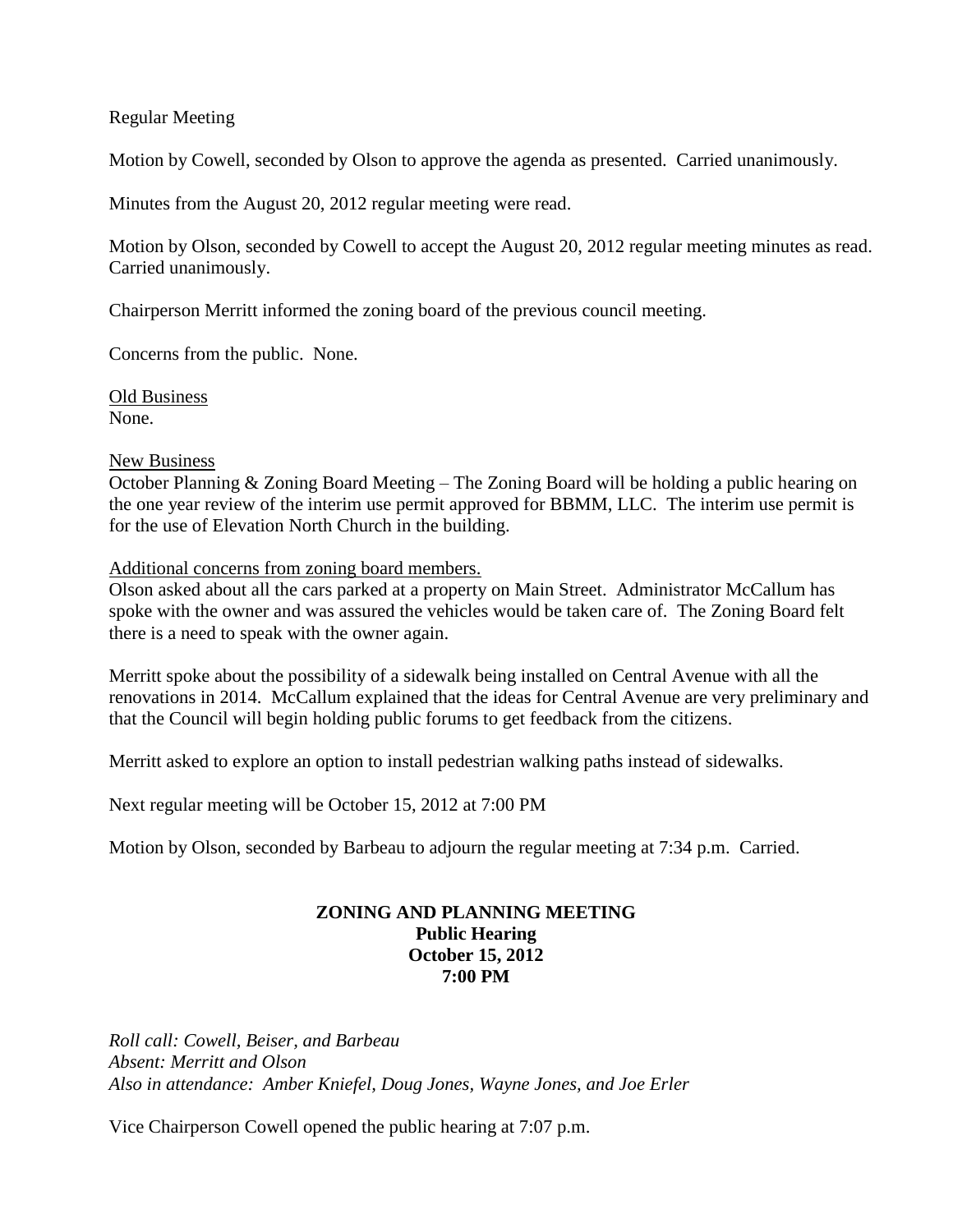Regular Meeting

Motion by Cowell, seconded by Olson to approve the agenda as presented. Carried unanimously.

Minutes from the August 20, 2012 regular meeting were read.

Motion by Olson, seconded by Cowell to accept the August 20, 2012 regular meeting minutes as read. Carried unanimously.

Chairperson Merritt informed the zoning board of the previous council meeting.

Concerns from the public. None.

<u>Old Business</u>
None.

<u>New Business</u>
October Planning & Zoning Board Meeting – The Zoning Board will be holding a public hearing on the one year review of the interim use permit approved for BBMM, LLC. The interim use permit is for the use of Elevation North Church in the building.

<u>Additional concerns from zoning board members.</u>
Olson asked about all the cars parked at a property on Main Street. Administrator McCallum has spoke with the owner and was assured the vehicles would be taken care of. The Zoning Board felt there is a need to speak with the owner again.

Merritt spoke about the possibility of a sidewalk being installed on Central Avenue with all the renovations in 2014. McCallum explained that the ideas for Central Avenue are very preliminary and that the Council will begin holding public forums to get feedback from the citizens.

Merritt asked to explore an option to install pedestrian walking paths instead of sidewalks.

Next regular meeting will be October 15, 2012 at 7:00 PM

Motion by Olson, seconded by Barbeau to adjourn the regular meeting at 7:34 p.m. Carried.

**ZONING AND PLANNING MEETING**
**Public Hearing**
**October 15, 2012**
**7:00 PM**

*Roll call: Cowell, Beiser, and Barbeau*
*Absent: Merritt and Olson*
*Also in attendance: Amber Kniefel, Doug Jones, Wayne Jones, and Joe Erler*

Vice Chairperson Cowell opened the public hearing at 7:07 p.m.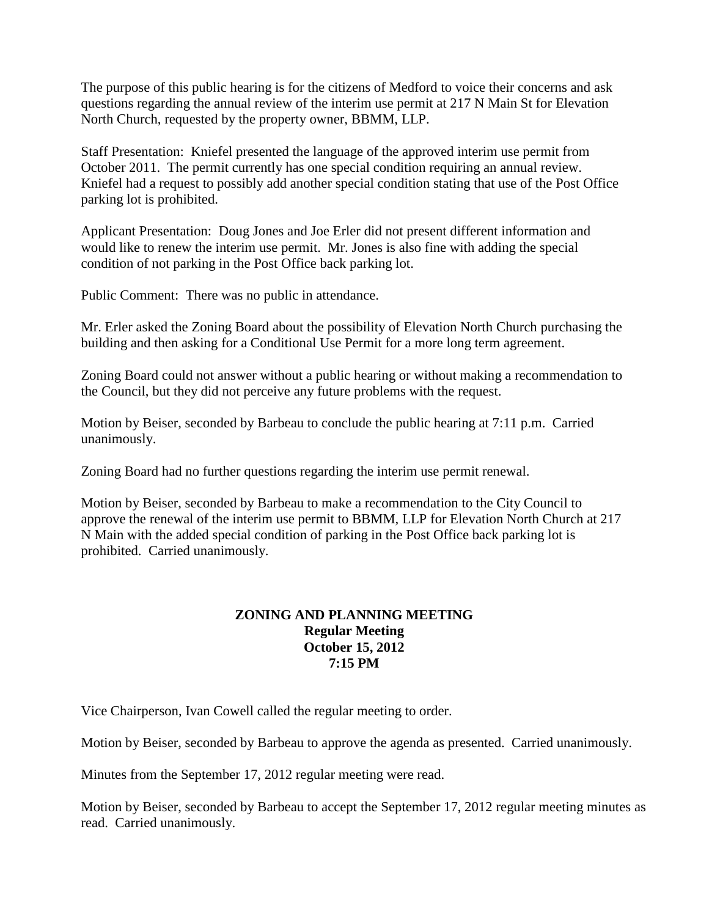The purpose of this public hearing is for the citizens of Medford to voice their concerns and ask questions regarding the annual review of the interim use permit at 217 N Main St for Elevation North Church, requested by the property owner, BBMM, LLP.

Staff Presentation: Kniefel presented the language of the approved interim use permit from October 2011. The permit currently has one special condition requiring an annual review. Kniefel had a request to possibly add another special condition stating that use of the Post Office parking lot is prohibited.

Applicant Presentation: Doug Jones and Joe Erler did not present different information and would like to renew the interim use permit. Mr. Jones is also fine with adding the special condition of not parking in the Post Office back parking lot.

Public Comment: There was no public in attendance.

Mr. Erler asked the Zoning Board about the possibility of Elevation North Church purchasing the building and then asking for a Conditional Use Permit for a more long term agreement.

Zoning Board could not answer without a public hearing or without making a recommendation to the Council, but they did not perceive any future problems with the request.

Motion by Beiser, seconded by Barbeau to conclude the public hearing at 7:11 p.m. Carried unanimously.

Zoning Board had no further questions regarding the interim use permit renewal.

Motion by Beiser, seconded by Barbeau to make a recommendation to the City Council to approve the renewal of the interim use permit to BBMM, LLP for Elevation North Church at 217 N Main with the added special condition of parking in the Post Office back parking lot is prohibited. Carried unanimously.

**ZONING AND PLANNING MEETING**
**Regular Meeting**
**October 15, 2012**
**7:15 PM**

Vice Chairperson, Ivan Cowell called the regular meeting to order.

Motion by Beiser, seconded by Barbeau to approve the agenda as presented. Carried unanimously.

Minutes from the September 17, 2012 regular meeting were read.

Motion by Beiser, seconded by Barbeau to accept the September 17, 2012 regular meeting minutes as read. Carried unanimously.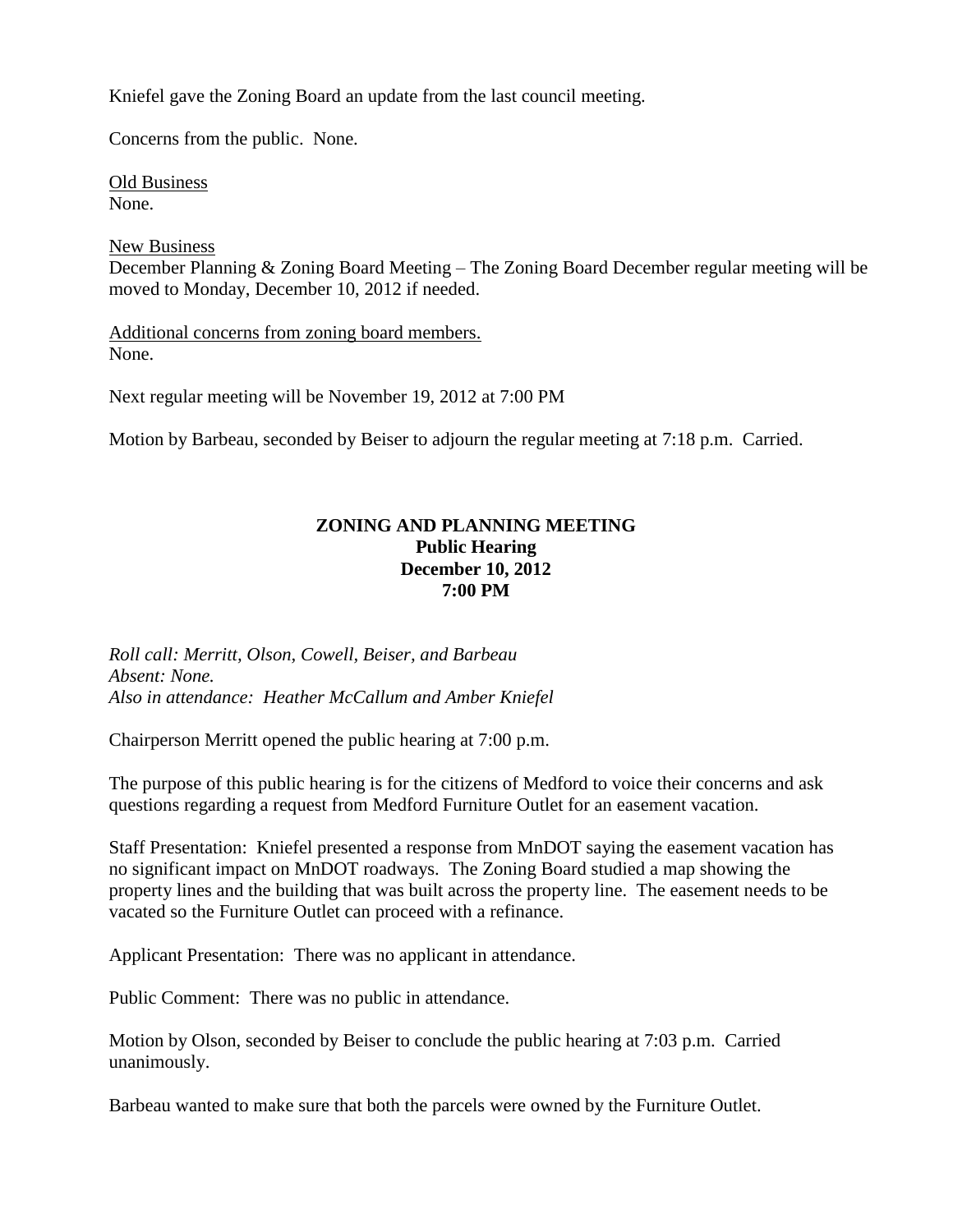Kniefel gave the Zoning Board an update from the last council meeting.

Concerns from the public. None.

Old Business
None.

New Business
December Planning & Zoning Board Meeting – The Zoning Board December regular meeting will be moved to Monday, December 10, 2012 if needed.

Additional concerns from zoning board members.
None.

Next regular meeting will be November 19, 2012 at 7:00 PM

Motion by Barbeau, seconded by Beiser to adjourn the regular meeting at 7:18 p.m. Carried.

**ZONING AND PLANNING MEETING**
**Public Hearing**
**December 10, 2012**
**7:00 PM**

*Roll call: Merritt, Olson, Cowell, Beiser, and Barbeau*
*Absent: None.*
*Also in attendance: Heather McCallum and Amber Kniefel*

Chairperson Merritt opened the public hearing at 7:00 p.m.

The purpose of this public hearing is for the citizens of Medford to voice their concerns and ask questions regarding a request from Medford Furniture Outlet for an easement vacation.

Staff Presentation: Kniefel presented a response from MnDOT saying the easement vacation has no significant impact on MnDOT roadways. The Zoning Board studied a map showing the property lines and the building that was built across the property line. The easement needs to be vacated so the Furniture Outlet can proceed with a refinance.

Applicant Presentation: There was no applicant in attendance.

Public Comment: There was no public in attendance.

Motion by Olson, seconded by Beiser to conclude the public hearing at 7:03 p.m. Carried unanimously.

Barbeau wanted to make sure that both the parcels were owned by the Furniture Outlet.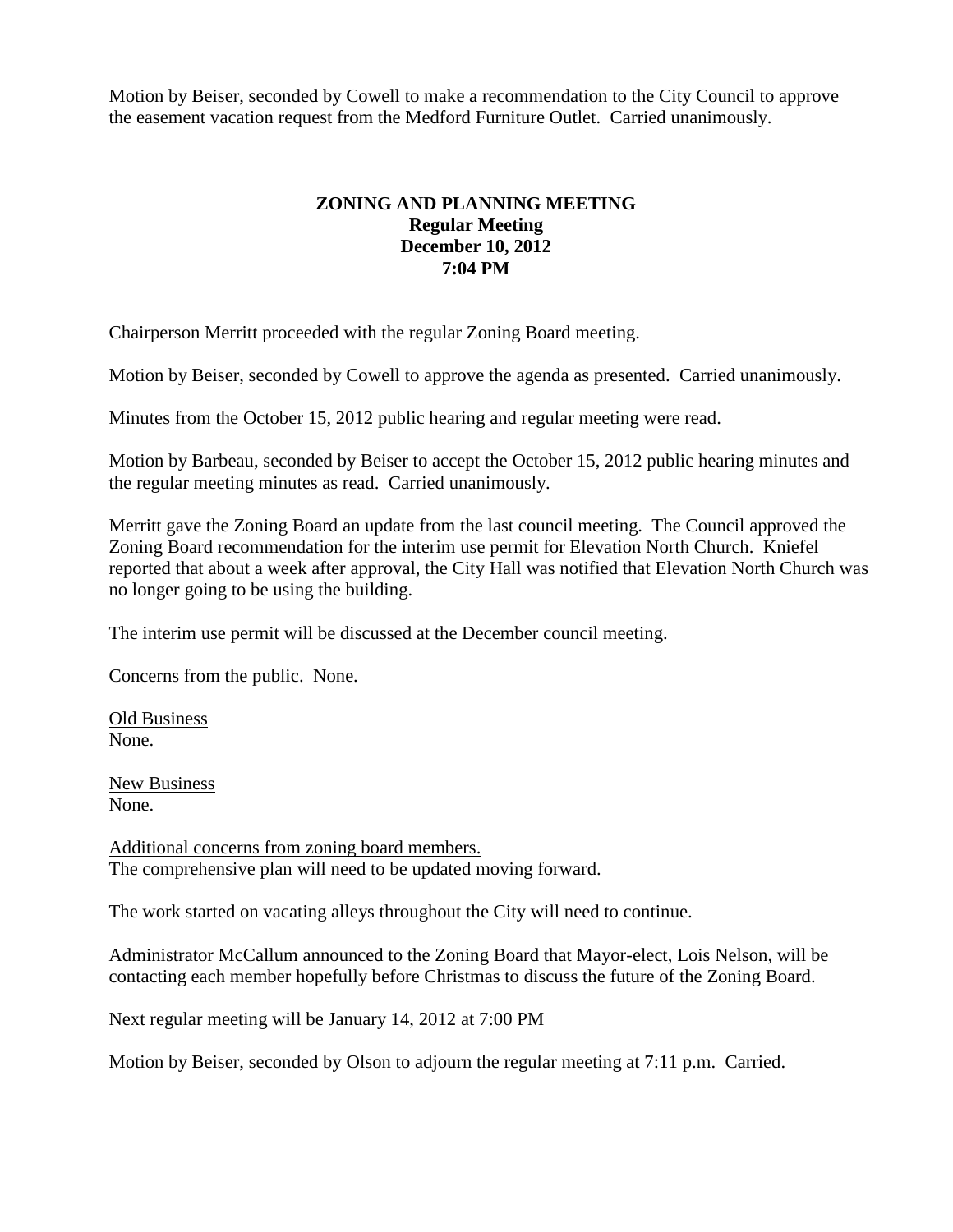Motion by Beiser, seconded by Cowell to make a recommendation to the City Council to approve the easement vacation request from the Medford Furniture Outlet. Carried unanimously.

**ZONING AND PLANNING MEETING**
**Regular Meeting**
**December 10, 2012**
**7:04 PM**

Chairperson Merritt proceeded with the regular Zoning Board meeting.

Motion by Beiser, seconded by Cowell to approve the agenda as presented. Carried unanimously.

Minutes from the October 15, 2012 public hearing and regular meeting were read.

Motion by Barbeau, seconded by Beiser to accept the October 15, 2012 public hearing minutes and the regular meeting minutes as read. Carried unanimously.

Merritt gave the Zoning Board an update from the last council meeting. The Council approved the Zoning Board recommendation for the interim use permit for Elevation North Church. Kniefel reported that about a week after approval, the City Hall was notified that Elevation North Church was no longer going to be using the building.

The interim use permit will be discussed at the December council meeting.

Concerns from the public. None.

<u>Old Business</u>
None.

<u>New Business</u>
None.

<u>Additional concerns from zoning board members.</u>
The comprehensive plan will need to be updated moving forward.

The work started on vacating alleys throughout the City will need to continue.

Administrator McCallum announced to the Zoning Board that Mayor-elect, Lois Nelson, will be contacting each member hopefully before Christmas to discuss the future of the Zoning Board.

Next regular meeting will be January 14, 2012 at 7:00 PM

Motion by Beiser, seconded by Olson to adjourn the regular meeting at 7:11 p.m. Carried.